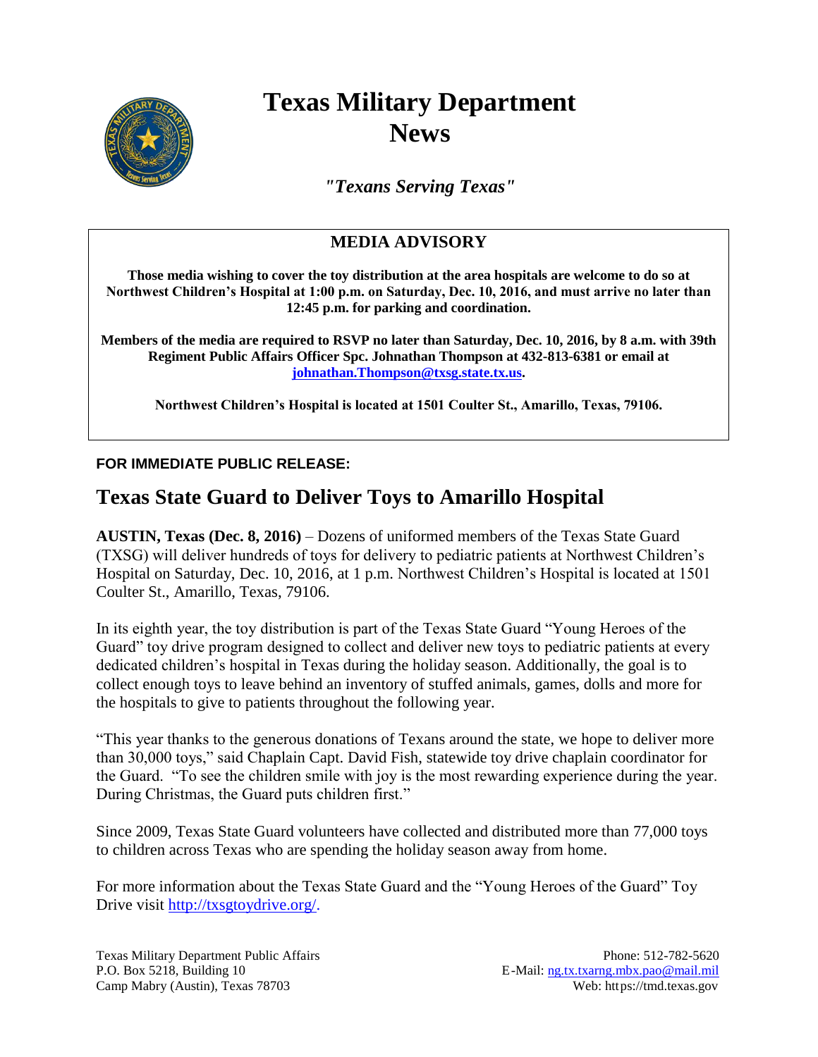# Texas Military Department News

*"Texans Serving Texas"*

## MEDIA ADVISORY

**Those media wishing to cover the toy distribution at the area hospitals are welcome to do so at Northwest Children's Hospital at 1:00 p.m. on Saturday, Dec. 10, 2016, and must arrive no later than 12:45 p.m. for parking and coordination.**

**Members of the media are required to RSVP no later than Saturday, Dec. 10, 2016, by 8 a.m. with 39th Regiment Public Affairs Officer Spc. Johnathan Thompson at 432-813-6381 or email at johnathan.Thompson@txsg.state.tx.us.**

**Northwest Children's Hospital is located at 1501 Coulter St., Amarillo, Texas, 79106.**

**FOR IMMEDIATE PUBLIC RELEASE:**

## Texas State Guard to Deliver Toys to Amarillo Hospital

**AUSTIN, Texas (Dec. 8, 2016)** – Dozens of uniformed members of the Texas State Guard (TXSG) will deliver hundreds of toys for delivery to pediatric patients at Northwest Children's Hospital on Saturday, Dec. 10, 2016, at 1 p.m. Northwest Children's Hospital is located at 1501 Coulter St., Amarillo, Texas, 79106.

In its eighth year, the toy distribution is part of the Texas State Guard "Young Heroes of the Guard" toy drive program designed to collect and deliver new toys to pediatric patients at every dedicated children's hospital in Texas during the holiday season. Additionally, the goal is to collect enough toys to leave behind an inventory of stuffed animals, games, dolls and more for the hospitals to give to patients throughout the following year.

"This year thanks to the generous donations of Texans around the state, we hope to deliver more than 30,000 toys," said Chaplain Capt. David Fish, statewide toy drive chaplain coordinator for the Guard. "To see the children smile with joy is the most rewarding experience during the year. During Christmas, the Guard puts children first."

Since 2009, Texas State Guard volunteers have collected and distributed more than 77,000 toys to children across Texas who are spending the holiday season away from home.

For more information about the Texas State Guard and the "Young Heroes of the Guard" Toy Drive visit http://txsgtoydrive.org/.

Texas Military Department Public Affairs
P.O. Box 5218, Building 10
Camp Mabry (Austin), Texas 78703

Phone: 512-782-5620
E-Mail: ng.tx.txarng.mbx.pao@mail.mil
Web: https://tmd.texas.gov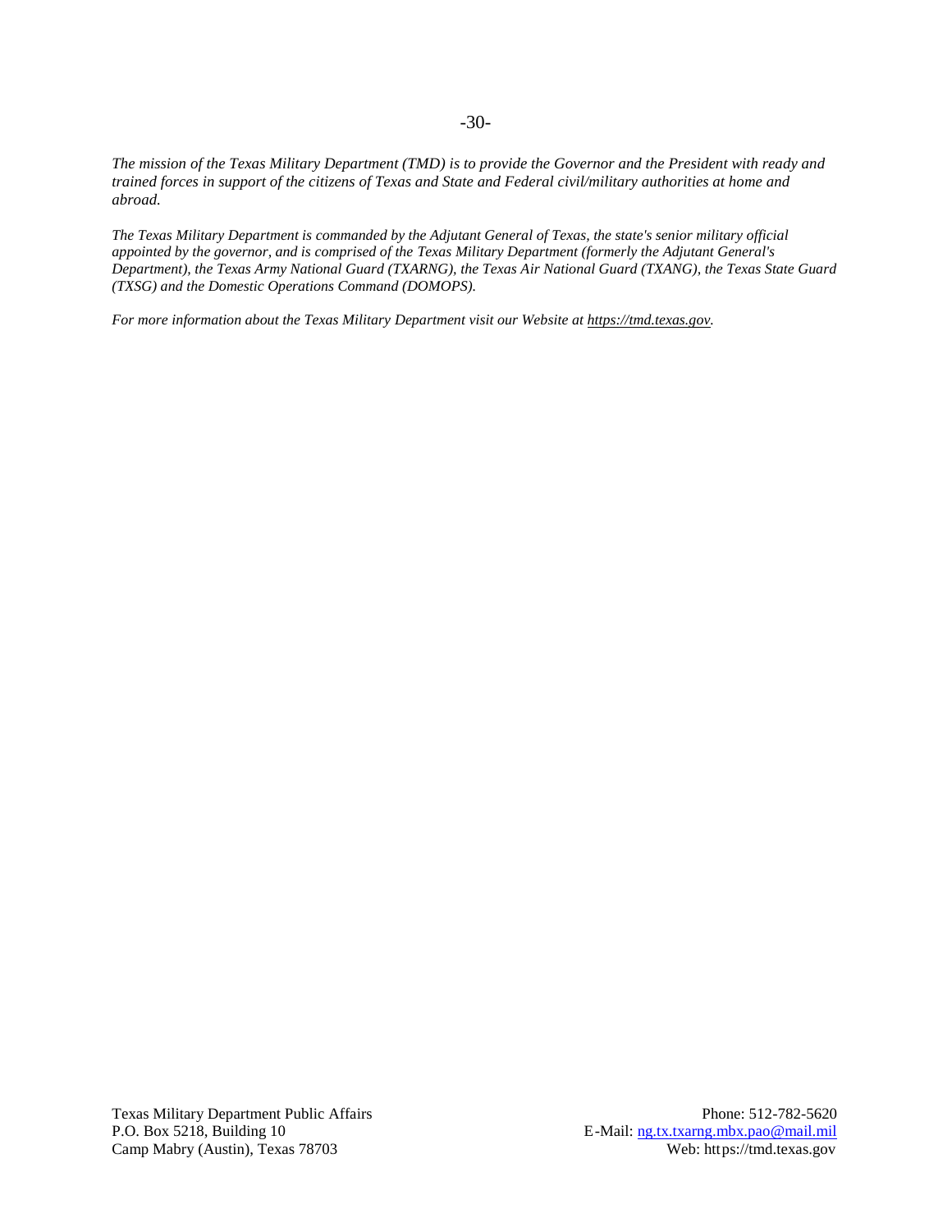-30-

*The mission of the Texas Military Department (TMD) is to provide the Governor and the President with ready and trained forces in support of the citizens of Texas and State and Federal civil/military authorities at home and abroad.*

*The Texas Military Department is commanded by the Adjutant General of Texas, the state's senior military official appointed by the governor, and is comprised of the Texas Military Department (formerly the Adjutant General's Department), the Texas Army National Guard (TXARNG), the Texas Air National Guard (TXANG), the Texas State Guard (TXSG) and the Domestic Operations Command (DOMOPS).*

*For more information about the Texas Military Department visit our Website at https://tmd.texas.gov.*

Texas Military Department Public Affairs
P.O. Box 5218, Building 10
Camp Mabry (Austin), Texas 78703

Phone: 512-782-5620
E-Mail: ng.tx.txarng.mbx.pao@mail.mil
Web: https://tmd.texas.gov